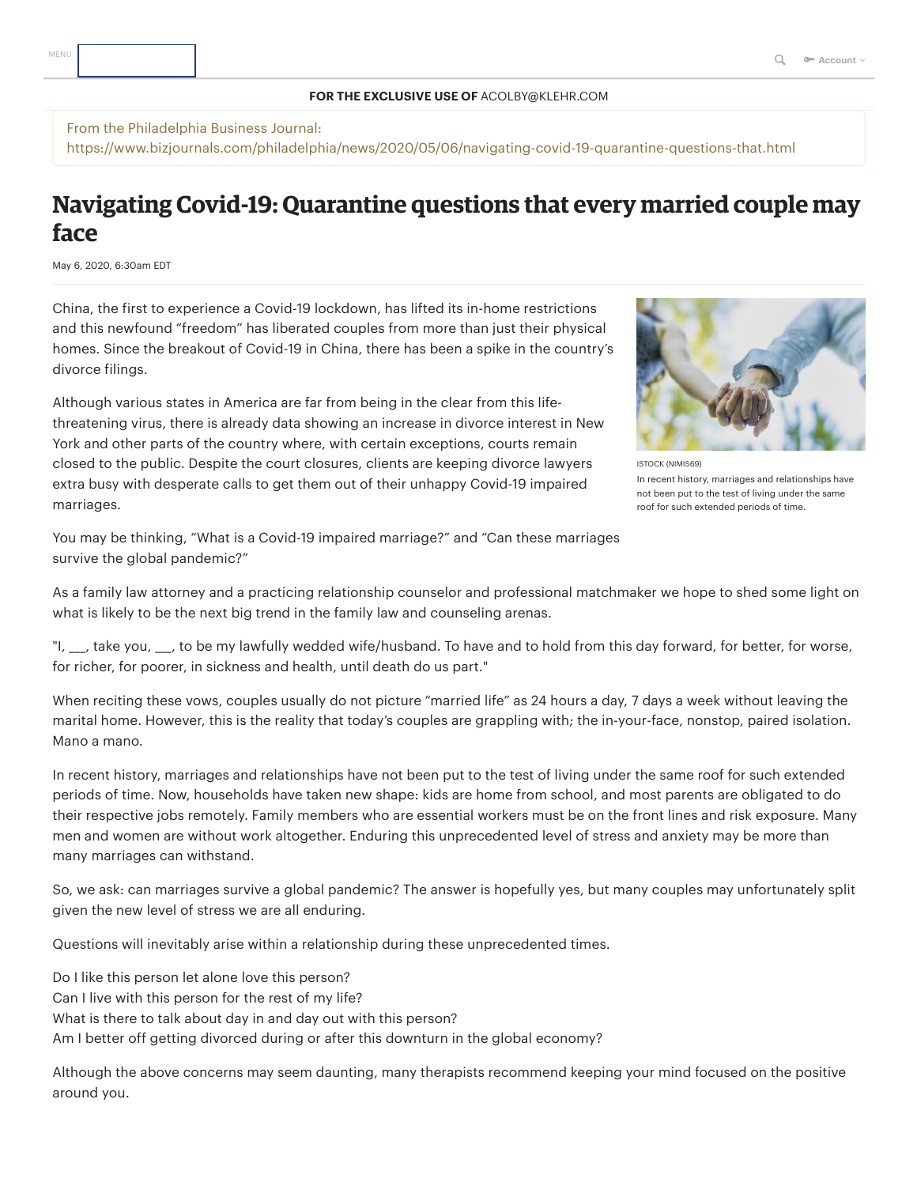FOR THE EXCLUSIVE USE OF ACOLBY@KLEHR.COM

From the Philadelphia Business Journal:
https://www.bizjournals.com/philadelphia/news/2020/05/06/navigating-covid-19-quarantine-questions-that.html

# Navigating Covid-19: Quarantine questions that every married couple may face

May 6, 2020, 6:30am EDT

China, the first to experience a Covid-19 lockdown, has lifted its in-home restrictions and this newfound "freedom" has liberated couples from more than just their physical homes. Since the breakout of Covid-19 in China, there has been a spike in the country's divorce filings.

ISTOCK (NIMIS69)

In recent history, marriages and relationships have not been put to the test of living under the same roof for such extended periods of time.

Although various states in America are far from being in the clear from this life-threatening virus, there is already data showing an increase in divorce interest in New York and other parts of the country where, with certain exceptions, courts remain closed to the public. Despite the court closures, clients are keeping divorce lawyers extra busy with desperate calls to get them out of their unhappy Covid-19 impaired marriages.

You may be thinking, "What is a Covid-19 impaired marriage?" and "Can these marriages survive the global pandemic?"

As a family law attorney and a practicing relationship counselor and professional matchmaker we hope to shed some light on what is likely to be the next big trend in the family law and counseling arenas.

"I, ___, take you, ___, to be my lawfully wedded wife/husband. To have and to hold from this day forward, for better, for worse, for richer, for poorer, in sickness and health, until death do us part."

When reciting these vows, couples usually do not picture "married life" as 24 hours a day, 7 days a week without leaving the marital home. However, this is the reality that today's couples are grappling with; the in-your-face, nonstop, paired isolation. Mano a mano.

In recent history, marriages and relationships have not been put to the test of living under the same roof for such extended periods of time. Now, households have taken new shape: kids are home from school, and most parents are obligated to do their respective jobs remotely. Family members who are essential workers must be on the front lines and risk exposure. Many men and women are without work altogether. Enduring this unprecedented level of stress and anxiety may be more than many marriages can withstand.

So, we ask: can marriages survive a global pandemic? The answer is hopefully yes, but many couples may unfortunately split given the new level of stress we are all enduring.

Questions will inevitably arise within a relationship during these unprecedented times.

Do I like this person let alone love this person?
Can I live with this person for the rest of my life?
What is there to talk about day in and day out with this person?
Am I better off getting divorced during or after this downturn in the global economy?

Although the above concerns may seem daunting, many therapists recommend keeping your mind focused on the positive around you.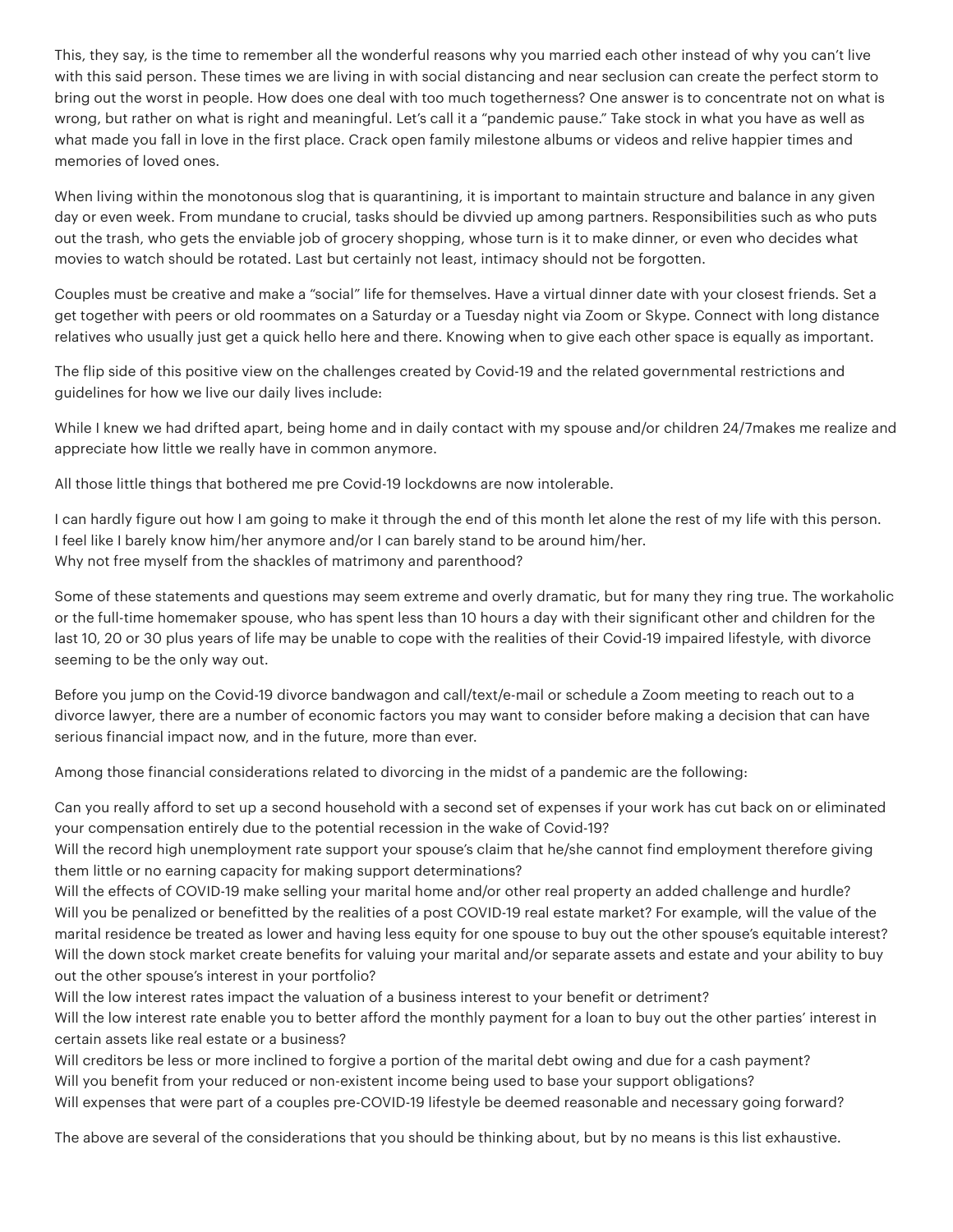This, they say, is the time to remember all the wonderful reasons why you married each other instead of why you can't live with this said person. These times we are living in with social distancing and near seclusion can create the perfect storm to bring out the worst in people. How does one deal with too much togetherness? One answer is to concentrate not on what is wrong, but rather on what is right and meaningful. Let's call it a "pandemic pause." Take stock in what you have as well as what made you fall in love in the first place. Crack open family milestone albums or videos and relive happier times and memories of loved ones.

When living within the monotonous slog that is quarantining, it is important to maintain structure and balance in any given day or even week. From mundane to crucial, tasks should be divvied up among partners. Responsibilities such as who puts out the trash, who gets the enviable job of grocery shopping, whose turn is it to make dinner, or even who decides what movies to watch should be rotated. Last but certainly not least, intimacy should not be forgotten.

Couples must be creative and make a "social" life for themselves. Have a virtual dinner date with your closest friends. Set a get together with peers or old roommates on a Saturday or a Tuesday night via Zoom or Skype. Connect with long distance relatives who usually just get a quick hello here and there. Knowing when to give each other space is equally as important.

The flip side of this positive view on the challenges created by Covid-19 and the related governmental restrictions and guidelines for how we live our daily lives include:

While I knew we had drifted apart, being home and in daily contact with my spouse and/or children 24/7makes me realize and appreciate how little we really have in common anymore.

All those little things that bothered me pre Covid-19 lockdowns are now intolerable.

I can hardly figure out how I am going to make it through the end of this month let alone the rest of my life with this person.
I feel like I barely know him/her anymore and/or I can barely stand to be around him/her.
Why not free myself from the shackles of matrimony and parenthood?

Some of these statements and questions may seem extreme and overly dramatic, but for many they ring true. The workaholic or the full-time homemaker spouse, who has spent less than 10 hours a day with their significant other and children for the last 10, 20 or 30 plus years of life may be unable to cope with the realities of their Covid-19 impaired lifestyle, with divorce seeming to be the only way out.

Before you jump on the Covid-19 divorce bandwagon and call/text/e-mail or schedule a Zoom meeting to reach out to a divorce lawyer, there are a number of economic factors you may want to consider before making a decision that can have serious financial impact now, and in the future, more than ever.

Among those financial considerations related to divorcing in the midst of a pandemic are the following:

Can you really afford to set up a second household with a second set of expenses if your work has cut back on or eliminated your compensation entirely due to the potential recession in the wake of Covid-19?
Will the record high unemployment rate support your spouse's claim that he/she cannot find employment therefore giving them little or no earning capacity for making support determinations?
Will the effects of COVID-19 make selling your marital home and/or other real property an added challenge and hurdle?
Will you be penalized or benefitted by the realities of a post COVID-19 real estate market? For example, will the value of the marital residence be treated as lower and having less equity for one spouse to buy out the other spouse's equitable interest?
Will the down stock market create benefits for valuing your marital and/or separate assets and estate and your ability to buy out the other spouse's interest in your portfolio?
Will the low interest rates impact the valuation of a business interest to your benefit or detriment?
Will the low interest rate enable you to better afford the monthly payment for a loan to buy out the other parties' interest in certain assets like real estate or a business?
Will creditors be less or more inclined to forgive a portion of the marital debt owing and due for a cash payment?
Will you benefit from your reduced or non-existent income being used to base your support obligations?
Will expenses that were part of a couples pre-COVID-19 lifestyle be deemed reasonable and necessary going forward?

The above are several of the considerations that you should be thinking about, but by no means is this list exhaustive.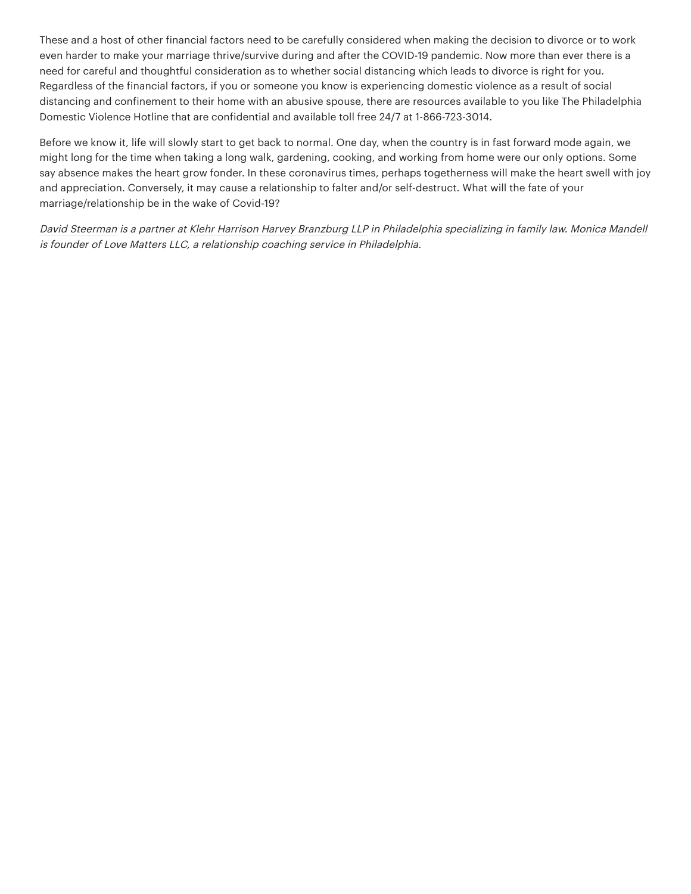These and a host of other financial factors need to be carefully considered when making the decision to divorce or to work even harder to make your marriage thrive/survive during and after the COVID-19 pandemic. Now more than ever there is a need for careful and thoughtful consideration as to whether social distancing which leads to divorce is right for you. Regardless of the financial factors, if you or someone you know is experiencing domestic violence as a result of social distancing and confinement to their home with an abusive spouse, there are resources available to you like The Philadelphia Domestic Violence Hotline that are confidential and available toll free 24/7 at 1-866-723-3014.

Before we know it, life will slowly start to get back to normal. One day, when the country is in fast forward mode again, we might long for the time when taking a long walk, gardening, cooking, and working from home were our only options. Some say absence makes the heart grow fonder. In these coronavirus times, perhaps togetherness will make the heart swell with joy and appreciation. Conversely, it may cause a relationship to falter and/or self-destruct. What will the fate of your marriage/relationship be in the wake of Covid-19?

*David Steerman is a partner at Klehr Harrison Harvey Branzburg LLP in Philadelphia specializing in family law. Monica Mandell is founder of Love Matters LLC, a relationship coaching service in Philadelphia.*